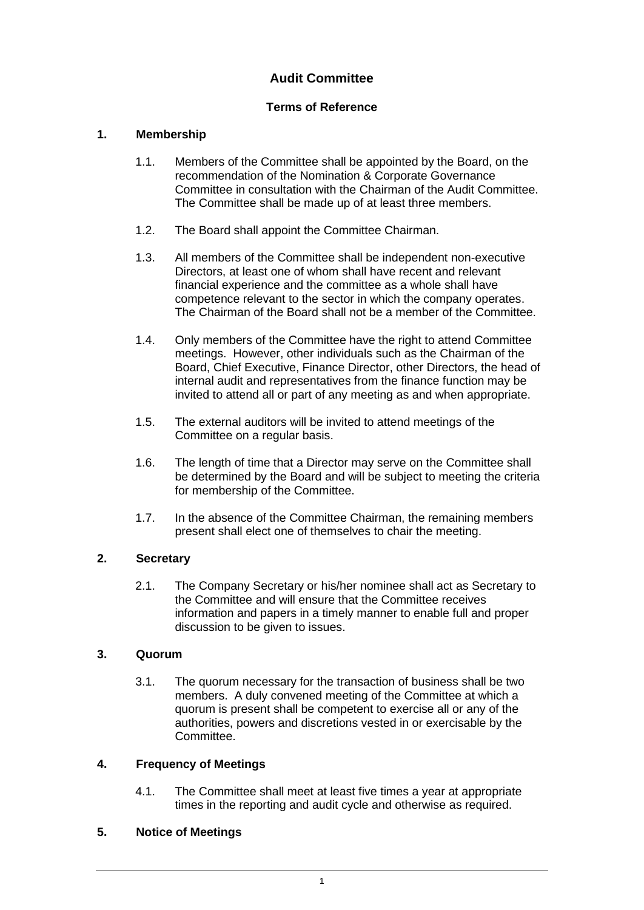# Audit Committee

## Terms of Reference

### 1. Membership

1.1. Members of the Committee shall be appointed by the Board, on the recommendation of the Nomination & Corporate Governance Committee in consultation with the Chairman of the Audit Committee. The Committee shall be made up of at least three members.

1.2. The Board shall appoint the Committee Chairman.

1.3. All members of the Committee shall be independent non-executive Directors, at least one of whom shall have recent and relevant financial experience and the committee as a whole shall have competence relevant to the sector in which the company operates. The Chairman of the Board shall not be a member of the Committee.

1.4. Only members of the Committee have the right to attend Committee meetings. However, other individuals such as the Chairman of the Board, Chief Executive, Finance Director, other Directors, the head of internal audit and representatives from the finance function may be invited to attend all or part of any meeting as and when appropriate.

1.5. The external auditors will be invited to attend meetings of the Committee on a regular basis.

1.6. The length of time that a Director may serve on the Committee shall be determined by the Board and will be subject to meeting the criteria for membership of the Committee.

1.7. In the absence of the Committee Chairman, the remaining members present shall elect one of themselves to chair the meeting.

### 2. Secretary

2.1. The Company Secretary or his/her nominee shall act as Secretary to the Committee and will ensure that the Committee receives information and papers in a timely manner to enable full and proper discussion to be given to issues.

### 3. Quorum

3.1. The quorum necessary for the transaction of business shall be two members. A duly convened meeting of the Committee at which a quorum is present shall be competent to exercise all or any of the authorities, powers and discretions vested in or exercisable by the Committee.

### 4. Frequency of Meetings

4.1. The Committee shall meet at least five times a year at appropriate times in the reporting and audit cycle and otherwise as required.

### 5. Notice of Meetings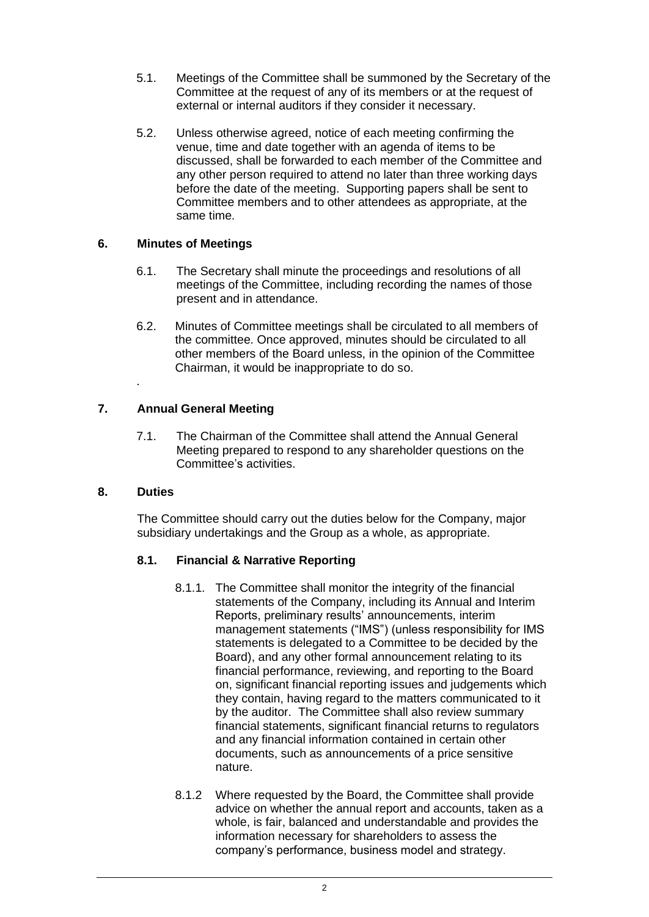5.1. Meetings of the Committee shall be summoned by the Secretary of the Committee at the request of any of its members or at the request of external or internal auditors if they consider it necessary.

5.2. Unless otherwise agreed, notice of each meeting confirming the venue, time and date together with an agenda of items to be discussed, shall be forwarded to each member of the Committee and any other person required to attend no later than three working days before the date of the meeting. Supporting papers shall be sent to Committee members and to other attendees as appropriate, at the same time.

## 6. Minutes of Meetings

6.1. The Secretary shall minute the proceedings and resolutions of all meetings of the Committee, including recording the names of those present and in attendance.

6.2. Minutes of Committee meetings shall be circulated to all members of the committee. Once approved, minutes should be circulated to all other members of the Board unless, in the opinion of the Committee Chairman, it would be inappropriate to do so.

.

## 7. Annual General Meeting

7.1. The Chairman of the Committee shall attend the Annual General Meeting prepared to respond to any shareholder questions on the Committee's activities.

## 8. Duties

The Committee should carry out the duties below for the Company, major subsidiary undertakings and the Group as a whole, as appropriate.

### 8.1. Financial & Narrative Reporting

8.1.1. The Committee shall monitor the integrity of the financial statements of the Company, including its Annual and Interim Reports, preliminary results' announcements, interim management statements ("IMS") (unless responsibility for IMS statements is delegated to a Committee to be decided by the Board), and any other formal announcement relating to its financial performance, reviewing, and reporting to the Board on, significant financial reporting issues and judgements which they contain, having regard to the matters communicated to it by the auditor. The Committee shall also review summary financial statements, significant financial returns to regulators and any financial information contained in certain other documents, such as announcements of a price sensitive nature.

8.1.2 Where requested by the Board, the Committee shall provide advice on whether the annual report and accounts, taken as a whole, is fair, balanced and understandable and provides the information necessary for shareholders to assess the company's performance, business model and strategy.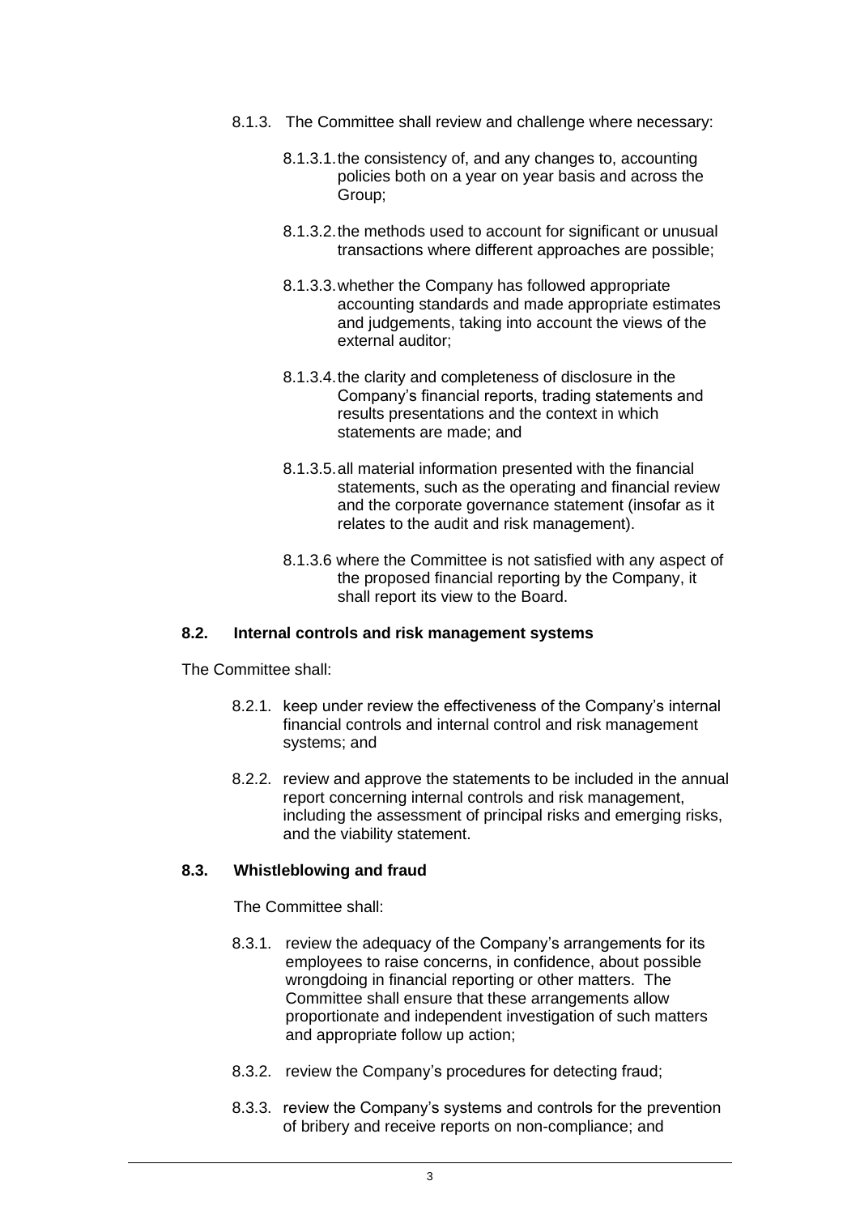8.1.3. The Committee shall review and challenge where necessary:

8.1.3.1. the consistency of, and any changes to, accounting policies both on a year on year basis and across the Group;

8.1.3.2. the methods used to account for significant or unusual transactions where different approaches are possible;

8.1.3.3. whether the Company has followed appropriate accounting standards and made appropriate estimates and judgements, taking into account the views of the external auditor;

8.1.3.4. the clarity and completeness of disclosure in the Company's financial reports, trading statements and results presentations and the context in which statements are made; and

8.1.3.5. all material information presented with the financial statements, such as the operating and financial review and the corporate governance statement (insofar as it relates to the audit and risk management).

8.1.3.6 where the Committee is not satisfied with any aspect of the proposed financial reporting by the Company, it shall report its view to the Board.

**8.2. Internal controls and risk management systems**

The Committee shall:

8.2.1. keep under review the effectiveness of the Company's internal financial controls and internal control and risk management systems; and

8.2.2. review and approve the statements to be included in the annual report concerning internal controls and risk management, including the assessment of principal risks and emerging risks, and the viability statement.

**8.3. Whistleblowing and fraud**

The Committee shall:

8.3.1. review the adequacy of the Company's arrangements for its employees to raise concerns, in confidence, about possible wrongdoing in financial reporting or other matters. The Committee shall ensure that these arrangements allow proportionate and independent investigation of such matters and appropriate follow up action;

8.3.2. review the Company's procedures for detecting fraud;

8.3.3. review the Company's systems and controls for the prevention of bribery and receive reports on non-compliance; and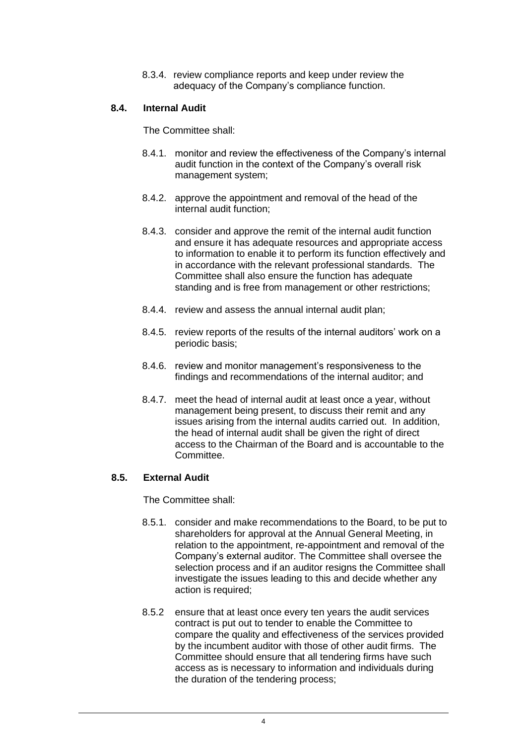8.3.4. review compliance reports and keep under review the adequacy of the Company's compliance function.

### 8.4. Internal Audit

The Committee shall:

8.4.1. monitor and review the effectiveness of the Company's internal audit function in the context of the Company's overall risk management system;

8.4.2. approve the appointment and removal of the head of the internal audit function;

8.4.3. consider and approve the remit of the internal audit function and ensure it has adequate resources and appropriate access to information to enable it to perform its function effectively and in accordance with the relevant professional standards. The Committee shall also ensure the function has adequate standing and is free from management or other restrictions;

8.4.4. review and assess the annual internal audit plan;

8.4.5. review reports of the results of the internal auditors' work on a periodic basis;

8.4.6. review and monitor management's responsiveness to the findings and recommendations of the internal auditor; and

8.4.7. meet the head of internal audit at least once a year, without management being present, to discuss their remit and any issues arising from the internal audits carried out. In addition, the head of internal audit shall be given the right of direct access to the Chairman of the Board and is accountable to the Committee.

### 8.5. External Audit

The Committee shall:

8.5.1. consider and make recommendations to the Board, to be put to shareholders for approval at the Annual General Meeting, in relation to the appointment, re-appointment and removal of the Company's external auditor. The Committee shall oversee the selection process and if an auditor resigns the Committee shall investigate the issues leading to this and decide whether any action is required;

8.5.2 ensure that at least once every ten years the audit services contract is put out to tender to enable the Committee to compare the quality and effectiveness of the services provided by the incumbent auditor with those of other audit firms. The Committee should ensure that all tendering firms have such access as is necessary to information and individuals during the duration of the tendering process;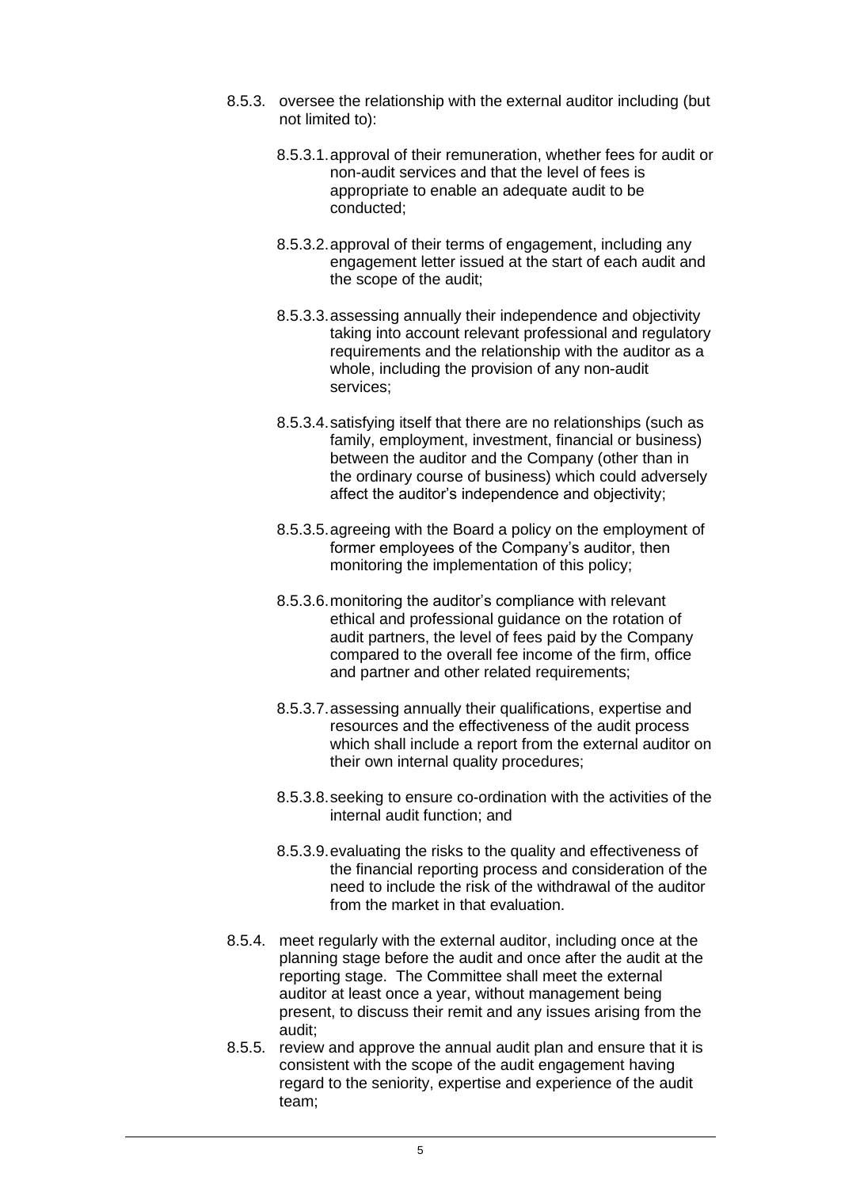8.5.3. oversee the relationship with the external auditor including (but not limited to):

  8.5.3.1. approval of their remuneration, whether fees for audit or non-audit services and that the level of fees is appropriate to enable an adequate audit to be conducted;

  8.5.3.2. approval of their terms of engagement, including any engagement letter issued at the start of each audit and the scope of the audit;

  8.5.3.3. assessing annually their independence and objectivity taking into account relevant professional and regulatory requirements and the relationship with the auditor as a whole, including the provision of any non-audit services;

  8.5.3.4. satisfying itself that there are no relationships (such as family, employment, investment, financial or business) between the auditor and the Company (other than in the ordinary course of business) which could adversely affect the auditor's independence and objectivity;

  8.5.3.5. agreeing with the Board a policy on the employment of former employees of the Company's auditor, then monitoring the implementation of this policy;

  8.5.3.6. monitoring the auditor's compliance with relevant ethical and professional guidance on the rotation of audit partners, the level of fees paid by the Company compared to the overall fee income of the firm, office and partner and other related requirements;

  8.5.3.7. assessing annually their qualifications, expertise and resources and the effectiveness of the audit process which shall include a report from the external auditor on their own internal quality procedures;

  8.5.3.8. seeking to ensure co-ordination with the activities of the internal audit function; and

  8.5.3.9. evaluating the risks to the quality and effectiveness of the financial reporting process and consideration of the need to include the risk of the withdrawal of the auditor from the market in that evaluation.

8.5.4. meet regularly with the external auditor, including once at the planning stage before the audit and once after the audit at the reporting stage. The Committee shall meet the external auditor at least once a year, without management being present, to discuss their remit and any issues arising from the audit;

8.5.5. review and approve the annual audit plan and ensure that it is consistent with the scope of the audit engagement having regard to the seniority, expertise and experience of the audit team;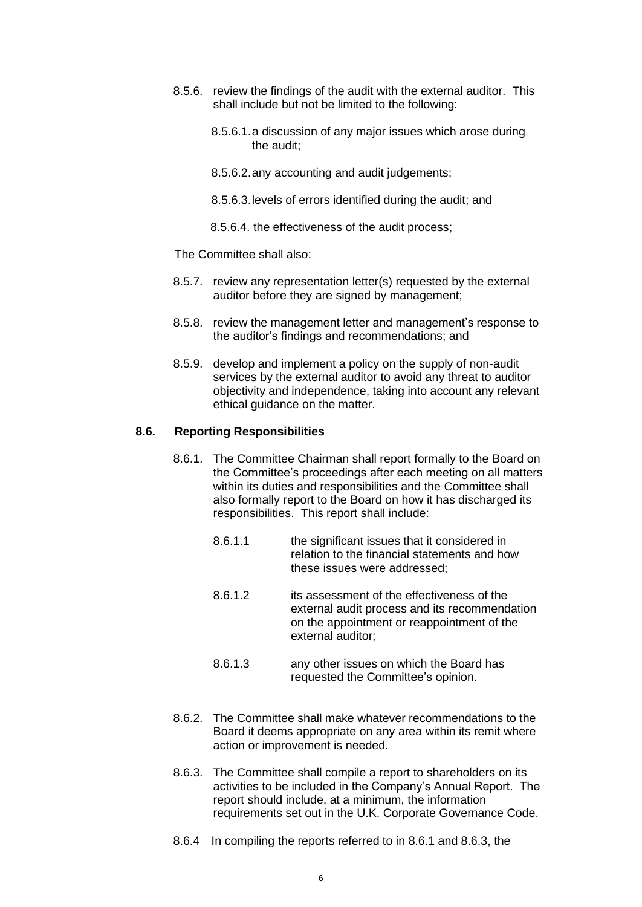8.5.6. review the findings of the audit with the external auditor. This shall include but not be limited to the following:

8.5.6.1. a discussion of any major issues which arose during the audit;

8.5.6.2. any accounting and audit judgements;

8.5.6.3. levels of errors identified during the audit; and

8.5.6.4. the effectiveness of the audit process;

The Committee shall also:

8.5.7. review any representation letter(s) requested by the external auditor before they are signed by management;

8.5.8. review the management letter and management's response to the auditor's findings and recommendations; and

8.5.9. develop and implement a policy on the supply of non-audit services by the external auditor to avoid any threat to auditor objectivity and independence, taking into account any relevant ethical guidance on the matter.

### 8.6. Reporting Responsibilities

8.6.1. The Committee Chairman shall report formally to the Board on the Committee's proceedings after each meeting on all matters within its duties and responsibilities and the Committee shall also formally report to the Board on how it has discharged its responsibilities. This report shall include:

8.6.1.1 the significant issues that it considered in relation to the financial statements and how these issues were addressed;

8.6.1.2 its assessment of the effectiveness of the external audit process and its recommendation on the appointment or reappointment of the external auditor;

8.6.1.3 any other issues on which the Board has requested the Committee's opinion.

8.6.2. The Committee shall make whatever recommendations to the Board it deems appropriate on any area within its remit where action or improvement is needed.

8.6.3. The Committee shall compile a report to shareholders on its activities to be included in the Company's Annual Report. The report should include, at a minimum, the information requirements set out in the U.K. Corporate Governance Code.

8.6.4 In compiling the reports referred to in 8.6.1 and 8.6.3, the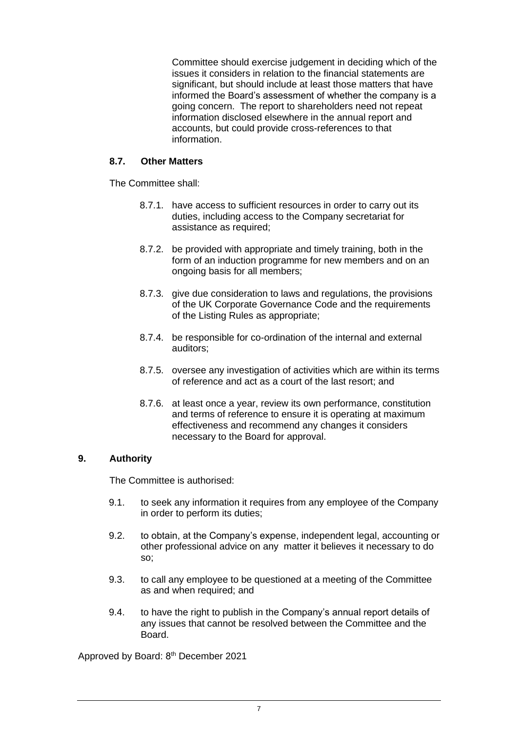Committee should exercise judgement in deciding which of the issues it considers in relation to the financial statements are significant, but should include at least those matters that have informed the Board's assessment of whether the company is a going concern. The report to shareholders need not repeat information disclosed elsewhere in the annual report and accounts, but could provide cross-references to that information.

### 8.7. Other Matters

The Committee shall:

8.7.1. have access to sufficient resources in order to carry out its duties, including access to the Company secretariat for assistance as required;

8.7.2. be provided with appropriate and timely training, both in the form of an induction programme for new members and on an ongoing basis for all members;

8.7.3. give due consideration to laws and regulations, the provisions of the UK Corporate Governance Code and the requirements of the Listing Rules as appropriate;

8.7.4. be responsible for co-ordination of the internal and external auditors;

8.7.5. oversee any investigation of activities which are within its terms of reference and act as a court of the last resort; and

8.7.6. at least once a year, review its own performance, constitution and terms of reference to ensure it is operating at maximum effectiveness and recommend any changes it considers necessary to the Board for approval.

## 9. Authority

The Committee is authorised:

9.1. to seek any information it requires from any employee of the Company in order to perform its duties;

9.2. to obtain, at the Company's expense, independent legal, accounting or other professional advice on any matter it believes it necessary to do so;

9.3. to call any employee to be questioned at a meeting of the Committee as and when required; and

9.4. to have the right to publish in the Company's annual report details of any issues that cannot be resolved between the Committee and the Board.

Approved by Board: 8th December 2021